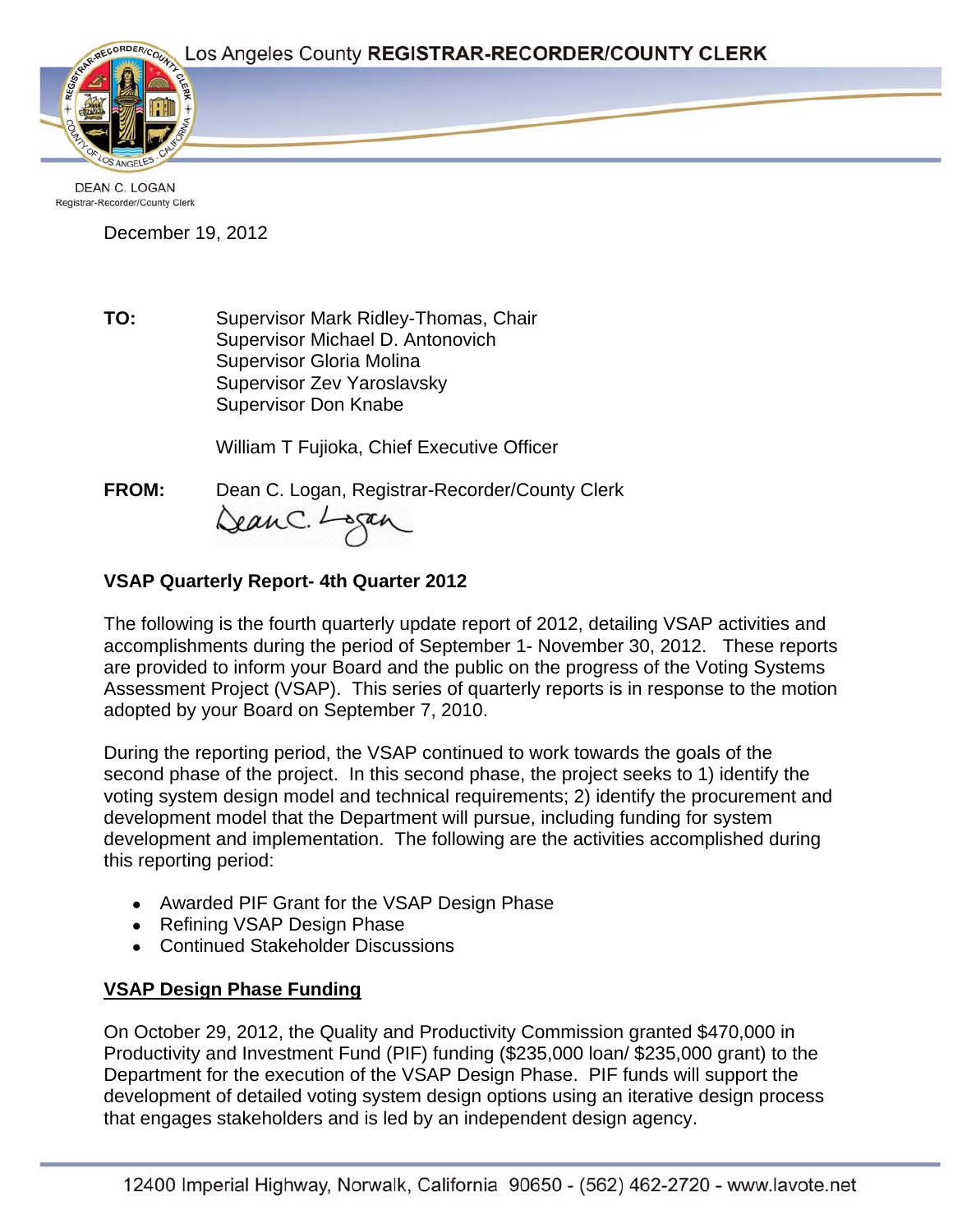Los Angeles County **REGISTRAR-RECORDER/COUNTY CLERK**

DEAN C. LOGAN
Registrar-Recorder/County Clerk

December 19, 2012

**TO:** Supervisor Mark Ridley-Thomas, Chair
Supervisor Michael D. Antonovich
Supervisor Gloria Molina
Supervisor Zev Yaroslavsky
Supervisor Don Knabe

William T Fujioka, Chief Executive Officer

**FROM:** Dean C. Logan, Registrar-Recorder/County Clerk

**VSAP Quarterly Report- 4th Quarter 2012**

The following is the fourth quarterly update report of 2012, detailing VSAP activities and accomplishments during the period of September 1- November 30, 2012. These reports are provided to inform your Board and the public on the progress of the Voting Systems Assessment Project (VSAP). This series of quarterly reports is in response to the motion adopted by your Board on September 7, 2010.

During the reporting period, the VSAP continued to work towards the goals of the second phase of the project. In this second phase, the project seeks to 1) identify the voting system design model and technical requirements; 2) identify the procurement and development model that the Department will pursue, including funding for system development and implementation. The following are the activities accomplished during this reporting period:

- Awarded PIF Grant for the VSAP Design Phase
- Refining VSAP Design Phase
- Continued Stakeholder Discussions

__VSAP Design Phase Funding__

On October 29, 2012, the Quality and Productivity Commission granted $470,000 in Productivity and Investment Fund (PIF) funding ($235,000 loan/ $235,000 grant) to the Department for the execution of the VSAP Design Phase. PIF funds will support the development of detailed voting system design options using an iterative design process that engages stakeholders and is led by an independent design agency.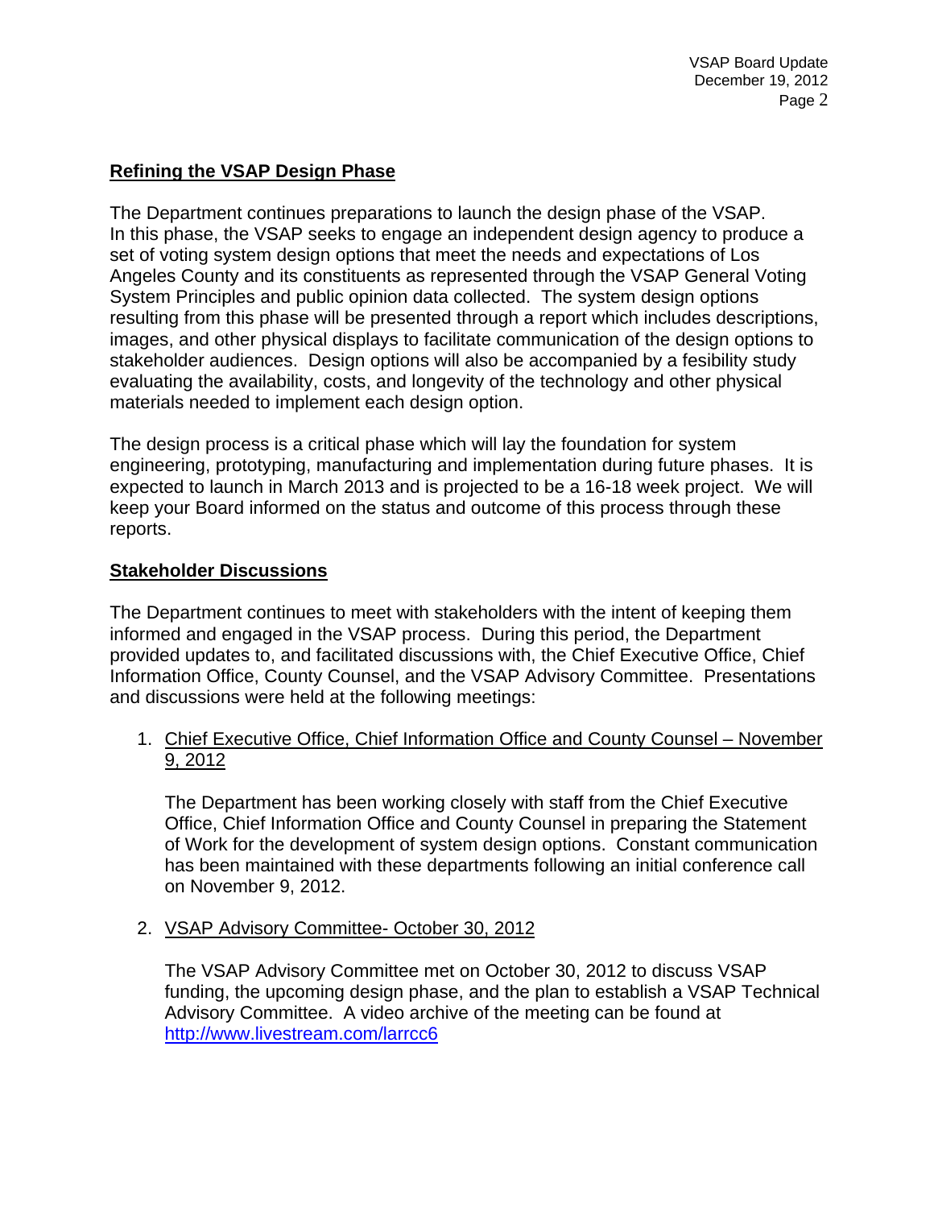## Refining the VSAP Design Phase

The Department continues preparations to launch the design phase of the VSAP. In this phase, the VSAP seeks to engage an independent design agency to produce a set of voting system design options that meet the needs and expectations of Los Angeles County and its constituents as represented through the VSAP General Voting System Principles and public opinion data collected. The system design options resulting from this phase will be presented through a report which includes descriptions, images, and other physical displays to facilitate communication of the design options to stakeholder audiences. Design options will also be accompanied by a fesibility study evaluating the availability, costs, and longevity of the technology and other physical materials needed to implement each design option.

The design process is a critical phase which will lay the foundation for system engineering, prototyping, manufacturing and implementation during future phases. It is expected to launch in March 2013 and is projected to be a 16-18 week project. We will keep your Board informed on the status and outcome of this process through these reports.

## Stakeholder Discussions

The Department continues to meet with stakeholders with the intent of keeping them informed and engaged in the VSAP process. During this period, the Department provided updates to, and facilitated discussions with, the Chief Executive Office, Chief Information Office, County Counsel, and the VSAP Advisory Committee. Presentations and discussions were held at the following meetings:

1. Chief Executive Office, Chief Information Office and County Counsel – November 9, 2012

   The Department has been working closely with staff from the Chief Executive Office, Chief Information Office and County Counsel in preparing the Statement of Work for the development of system design options. Constant communication has been maintained with these departments following an initial conference call on November 9, 2012.

2. VSAP Advisory Committee- October 30, 2012

   The VSAP Advisory Committee met on October 30, 2012 to discuss VSAP funding, the upcoming design phase, and the plan to establish a VSAP Technical Advisory Committee. A video archive of the meeting can be found at http://www.livestream.com/larrcc6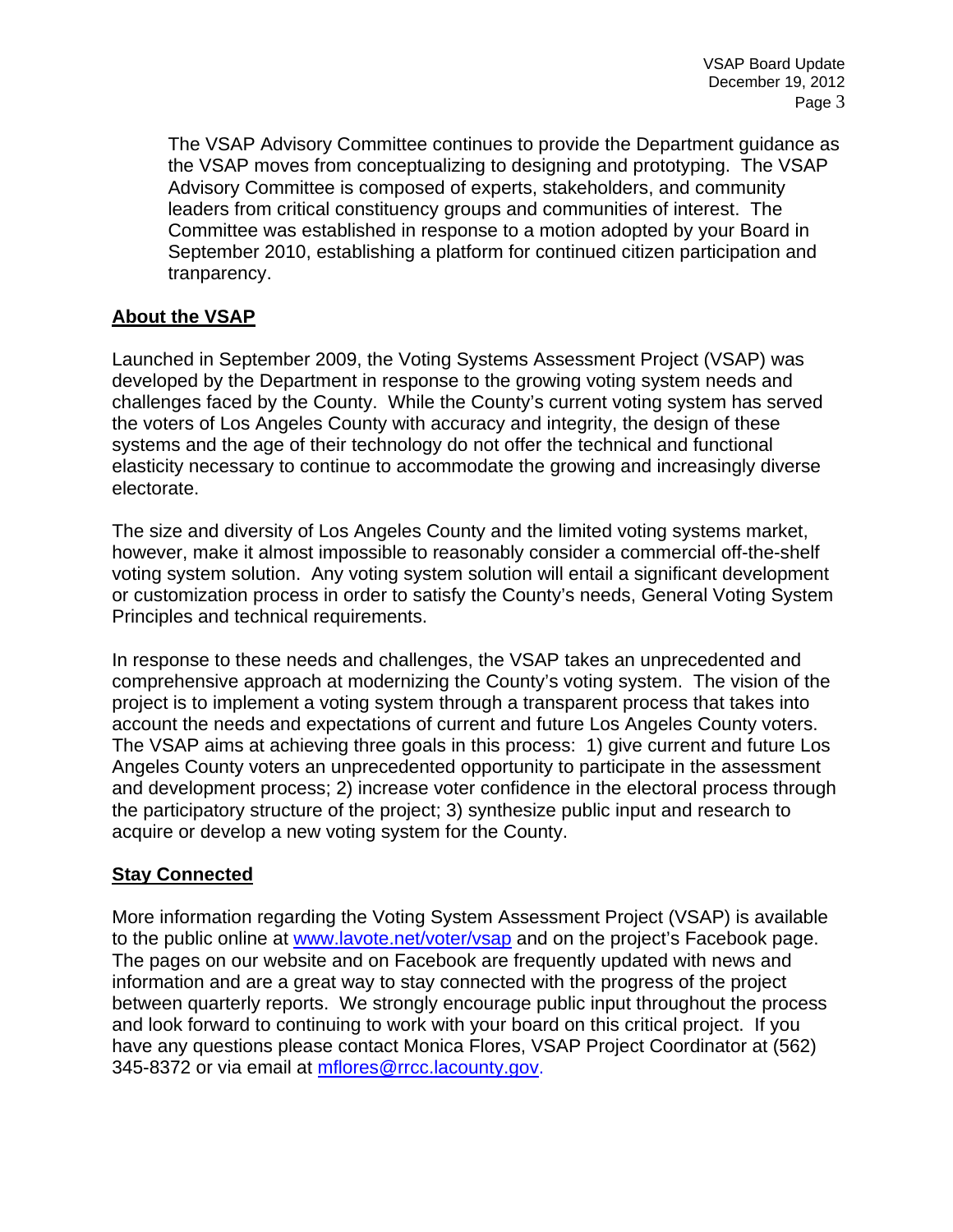The VSAP Advisory Committee continues to provide the Department guidance as the VSAP moves from conceptualizing to designing and prototyping. The VSAP Advisory Committee is composed of experts, stakeholders, and community leaders from critical constituency groups and communities of interest. The Committee was established in response to a motion adopted by your Board in September 2010, establishing a platform for continued citizen participation and tranparency.

## About the VSAP

Launched in September 2009, the Voting Systems Assessment Project (VSAP) was developed by the Department in response to the growing voting system needs and challenges faced by the County. While the County's current voting system has served the voters of Los Angeles County with accuracy and integrity, the design of these systems and the age of their technology do not offer the technical and functional elasticity necessary to continue to accommodate the growing and increasingly diverse electorate.

The size and diversity of Los Angeles County and the limited voting systems market, however, make it almost impossible to reasonably consider a commercial off-the-shelf voting system solution. Any voting system solution will entail a significant development or customization process in order to satisfy the County's needs, General Voting System Principles and technical requirements.

In response to these needs and challenges, the VSAP takes an unprecedented and comprehensive approach at modernizing the County's voting system. The vision of the project is to implement a voting system through a transparent process that takes into account the needs and expectations of current and future Los Angeles County voters. The VSAP aims at achieving three goals in this process: 1) give current and future Los Angeles County voters an unprecedented opportunity to participate in the assessment and development process; 2) increase voter confidence in the electoral process through the participatory structure of the project; 3) synthesize public input and research to acquire or develop a new voting system for the County.

## Stay Connected

More information regarding the Voting System Assessment Project (VSAP) is available to the public online at [www.lavote.net/voter/vsap](http://www.lavote.net/voter/vsap) and on the project's Facebook page. The pages on our website and on Facebook are frequently updated with news and information and are a great way to stay connected with the progress of the project between quarterly reports. We strongly encourage public input throughout the process and look forward to continuing to work with your board on this critical project. If you have any questions please contact Monica Flores, VSAP Project Coordinator at (562) 345-8372 or via email at [mflores@rrcc.lacounty.gov](mailto:mflores@rrcc.lacounty.gov).